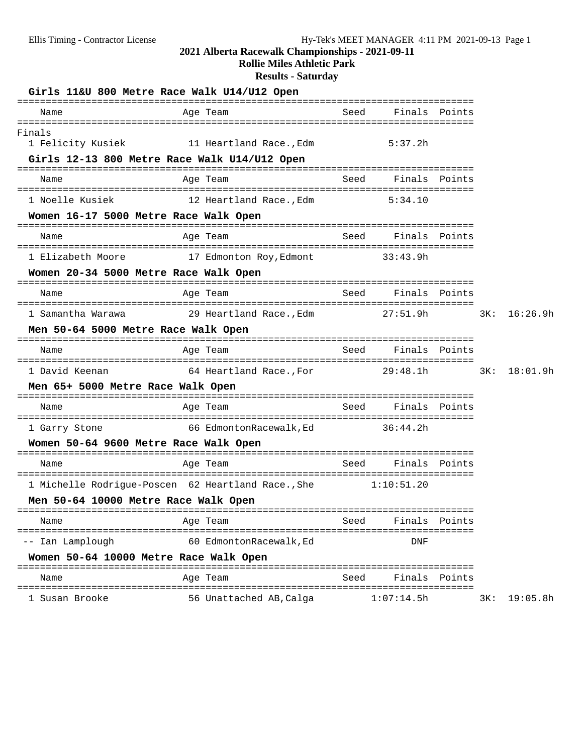# 2021 Alberta Racewalk Championships - 2021-09-11

## Rollie Miles Athletic Park

### Results - Saturday

#### Girls 11&U 800 Metre Race Walk U14/U12 Open

| | Name | Age | Team | Seed | Finals | Points |
|---|---|---|---|---|---|---|
| **Finals** | | | | | | |
| 1 | Felicity Kusiek | 11 | Heartland Race.,Edm | | 5:37.2h | |

#### Girls 12-13 800 Metre Race Walk U14/U12 Open

| | Name | Age | Team | Seed | Finals | Points |
|---|---|---|---|---|---|---|
| 1 | Noelle Kusiek | 12 | Heartland Race.,Edm | | 5:34.10 | |

#### Women 16-17 5000 Metre Race Walk Open

| | Name | Age | Team | Seed | Finals | Points |
|---|---|---|---|---|---|---|
| 1 | Elizabeth Moore | 17 | Edmonton Roy,Edmont | | 33:43.9h | |

#### Women 20-34 5000 Metre Race Walk Open

| | Name | Age | Team | Seed | Finals | Points | |
|---|---|---|---|---|---|---|---|
| 1 | Samantha Warawa | 29 | Heartland Race.,Edm | | 27:51.9h | | 3K: 16:26.9h |

#### Men 50-64 5000 Metre Race Walk Open

| | Name | Age | Team | Seed | Finals | Points | |
|---|---|---|---|---|---|---|---|
| 1 | David Keenan | 64 | Heartland Race.,For | | 29:48.1h | | 3K: 18:01.9h |

#### Men 65+ 5000 Metre Race Walk Open

| | Name | Age | Team | Seed | Finals | Points |
|---|---|---|---|---|---|---|
| 1 | Garry Stone | 66 | EdmontonRacewalk,Ed | | 36:44.2h | |

#### Women 50-64 9600 Metre Race Walk Open

| | Name | Age | Team | Seed | Finals | Points |
|---|---|---|---|---|---|---|
| 1 | Michelle Rodrigue-Poscen | 62 | Heartland Race.,She | | 1:10:51.20 | |

#### Men 50-64 10000 Metre Race Walk Open

| | Name | Age | Team | Seed | Finals | Points |
|---|---|---|---|---|---|---|
| -- | Ian Lamplough | 60 | EdmontonRacewalk,Ed | | DNF | |

#### Women 50-64 10000 Metre Race Walk Open

| | Name | Age | Team | Seed | Finals | Points | |
|---|---|---|---|---|---|---|---|
| 1 | Susan Brooke | 56 | Unattached AB,Calga | | 1:07:14.5h | | 3K: 19:05.8h |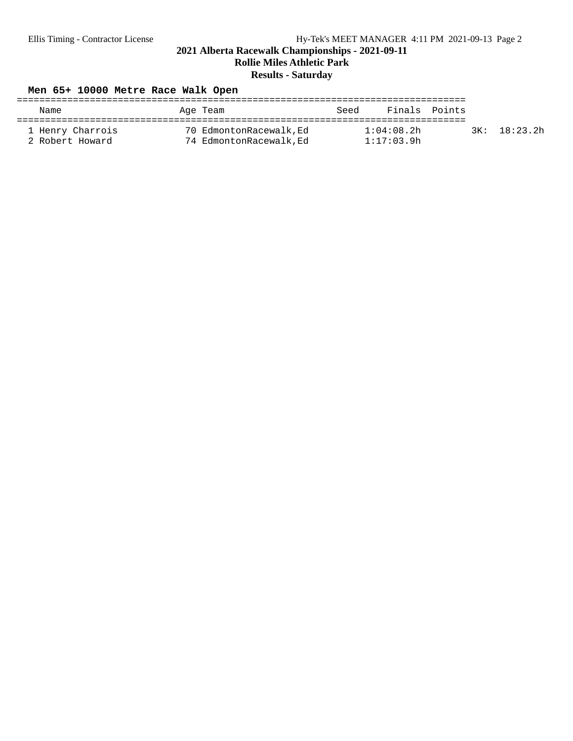## 2021 Alberta Racewalk Championships - 2021-09-11

### Rollie Miles Athletic Park

### Results - Saturday

**Men 65+ 10000 Metre Race Walk Open**

| | Name | Age | Team | Seed | Finals | Points | |
|---|---|---|---|---|---|---|---|
| 1 | Henry Charrois | 70 | EdmontonRacewalk,Ed | | 1:04:08.2h | | 3K: 18:23.2h |
| 2 | Robert Howard | 74 | EdmontonRacewalk,Ed | | 1:17:03.9h | | |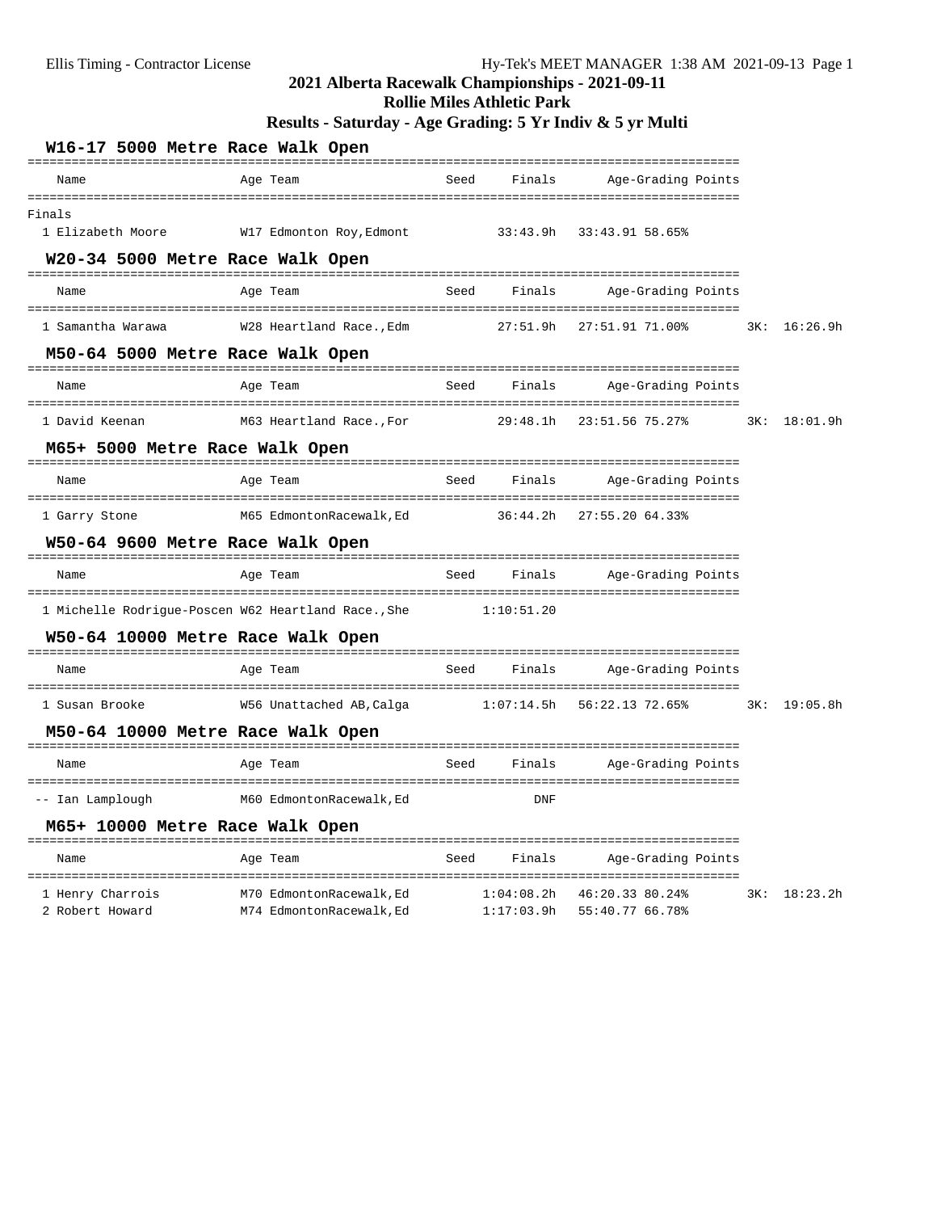# 2021 Alberta Racewalk Championships - 2021-09-11

## Rollie Miles Athletic Park

## Results - Saturday - Age Grading: 5 Yr Indiv & 5 yr Multi

### W16-17 5000 Metre Race Walk Open

Finals

| Place | Name | Age | Team | Seed | Finals | Age-Grading | Points | Split |
|---|---|---|---|---|---|---|---|---|
| 1 | Elizabeth Moore | W17 | Edmonton Roy,Edmont | | 33:43.9h | 33:43.91 | 58.65% | |

### W20-34 5000 Metre Race Walk Open

| Place | Name | Age | Team | Seed | Finals | Age-Grading | Points | Split |
|---|---|---|---|---|---|---|---|---|
| 1 | Samantha Warawa | W28 | Heartland Race.,Edm | | 27:51.9h | 27:51.91 | 71.00% | 3K: 16:26.9h |

### M50-64 5000 Metre Race Walk Open

| Place | Name | Age | Team | Seed | Finals | Age-Grading | Points | Split |
|---|---|---|---|---|---|---|---|---|
| 1 | David Keenan | M63 | Heartland Race.,For | | 29:48.1h | 23:51.56 | 75.27% | 3K: 18:01.9h |

### M65+ 5000 Metre Race Walk Open

| Place | Name | Age | Team | Seed | Finals | Age-Grading | Points | Split |
|---|---|---|---|---|---|---|---|---|
| 1 | Garry Stone | M65 | EdmontonRacewalk,Ed | | 36:44.2h | 27:55.20 | 64.33% | |

### W50-64 9600 Metre Race Walk Open

| Place | Name | Age | Team | Seed | Finals | Age-Grading | Points | Split |
|---|---|---|---|---|---|---|---|---|
| 1 | Michelle Rodrigue-Poscen | W62 | Heartland Race.,She | | 1:10:51.20 | | | |

### W50-64 10000 Metre Race Walk Open

| Place | Name | Age | Team | Seed | Finals | Age-Grading | Points | Split |
|---|---|---|---|---|---|---|---|---|
| 1 | Susan Brooke | W56 | Unattached AB,Calga | | 1:07:14.5h | 56:22.13 | 72.65% | 3K: 19:05.8h |

### M50-64 10000 Metre Race Walk Open

| Place | Name | Age | Team | Seed | Finals | Age-Grading | Points | Split |
|---|---|---|---|---|---|---|---|---|
| -- | Ian Lamplough | M60 | EdmontonRacewalk,Ed | | DNF | | | |

### M65+ 10000 Metre Race Walk Open

| Place | Name | Age | Team | Seed | Finals | Age-Grading | Points | Split |
|---|---|---|---|---|---|---|---|---|
| 1 | Henry Charrois | M70 | EdmontonRacewalk,Ed | | 1:04:08.2h | 46:20.33 | 80.24% | 3K: 18:23.2h |
| 2 | Robert Howard | M74 | EdmontonRacewalk,Ed | | 1:17:03.9h | 55:40.77 | 66.78% | |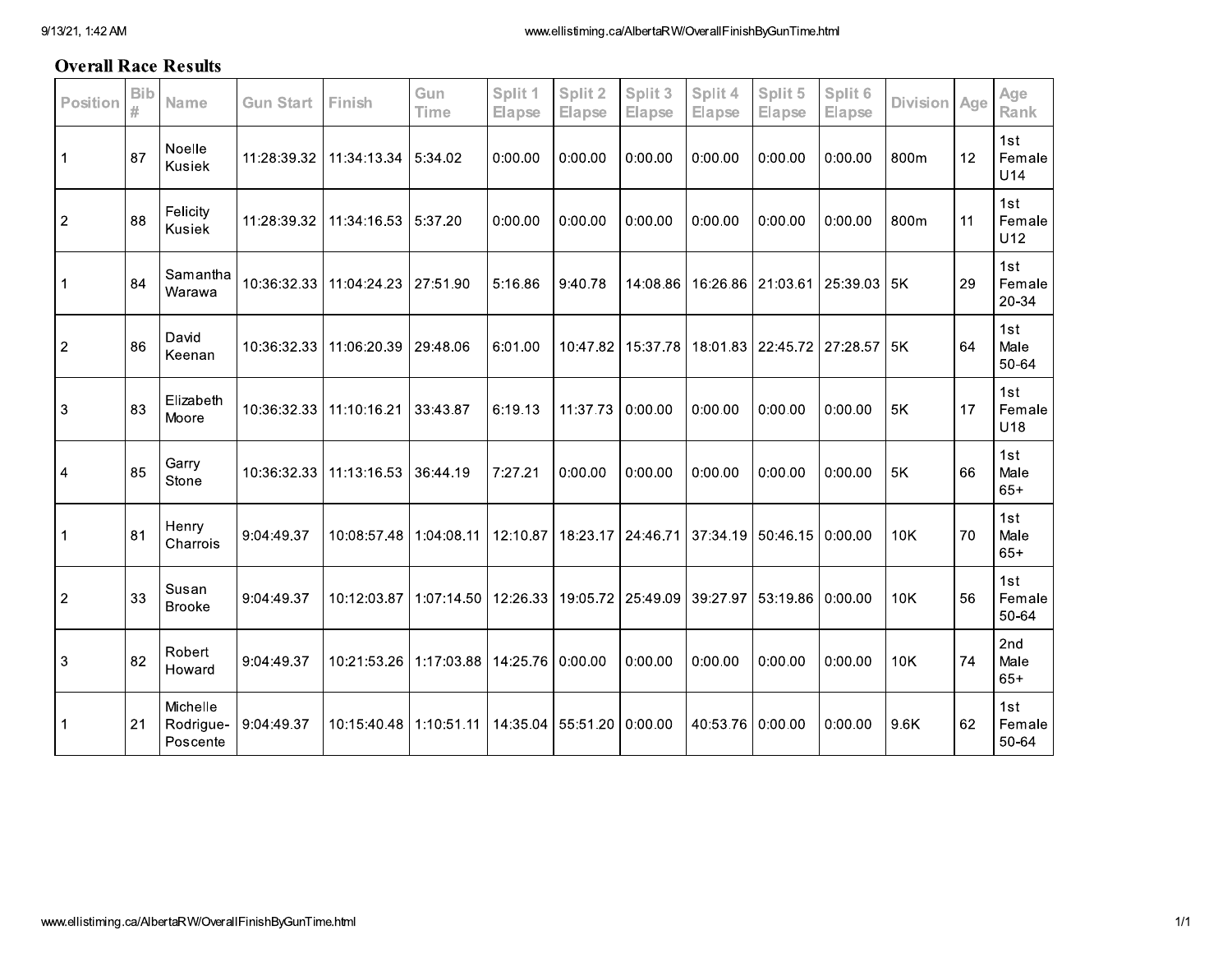## Overall Race Results

| Position | Bib # | Name | Gun Start | Finish | Gun Time | Split 1 Elapse | Split 2 Elapse | Split 3 Elapse | Split 4 Elapse | Split 5 Elapse | Split 6 Elapse | Division | Age | Age Rank |
|---|---|---|---|---|---|---|---|---|---|---|---|---|---|---|
| 1 | 87 | Noelle Kusiek | 11:28:39.32 | 11:34:13.34 | 5:34.02 | 0:00.00 | 0:00.00 | 0:00.00 | 0:00.00 | 0:00.00 | 0:00.00 | 800m | 12 | 1st Female U14 |
| 2 | 88 | Felicity Kusiek | 11:28:39.32 | 11:34:16.53 | 5:37.20 | 0:00.00 | 0:00.00 | 0:00.00 | 0:00.00 | 0:00.00 | 0:00.00 | 800m | 11 | 1st Female U12 |
| 1 | 84 | Samantha Warawa | 10:36:32.33 | 11:04:24.23 | 27:51.90 | 5:16.86 | 9:40.78 | 14:08.86 | 16:26.86 | 21:03.61 | 25:39.03 | 5K | 29 | 1st Female 20-34 |
| 2 | 86 | David Keenan | 10:36:32.33 | 11:06:20.39 | 29:48.06 | 6:01.00 | 10:47.82 | 15:37.78 | 18:01.83 | 22:45.72 | 27:28.57 | 5K | 64 | 1st Male 50-64 |
| 3 | 83 | Elizabeth Moore | 10:36:32.33 | 11:10:16.21 | 33:43.87 | 6:19.13 | 11:37.73 | 0:00.00 | 0:00.00 | 0:00.00 | 0:00.00 | 5K | 17 | 1st Female U18 |
| 4 | 85 | Garry Stone | 10:36:32.33 | 11:13:16.53 | 36:44.19 | 7:27.21 | 0:00.00 | 0:00.00 | 0:00.00 | 0:00.00 | 0:00.00 | 5K | 66 | 1st Male 65+ |
| 1 | 81 | Henry Charrois | 9:04:49.37 | 10:08:57.48 | 1:04:08.11 | 12:10.87 | 18:23.17 | 24:46.71 | 37:34.19 | 50:46.15 | 0:00.00 | 10K | 70 | 1st Male 65+ |
| 2 | 33 | Susan Brooke | 9:04:49.37 | 10:12:03.87 | 1:07:14.50 | 12:26.33 | 19:05.72 | 25:49.09 | 39:27.97 | 53:19.86 | 0:00.00 | 10K | 56 | 1st Female 50-64 |
| 3 | 82 | Robert Howard | 9:04:49.37 | 10:21:53.26 | 1:17:03.88 | 14:25.76 | 0:00.00 | 0:00.00 | 0:00.00 | 0:00.00 | 0:00.00 | 10K | 74 | 2nd Male 65+ |
| 1 | 21 | Michelle Rodrigue-Poscente | 9:04:49.37 | 10:15:40.48 | 1:10:51.11 | 14:35.04 | 55:51.20 | 0:00.00 | 40:53.76 | 0:00.00 | 0:00.00 | 9.6K | 62 | 1st Female 50-64 |